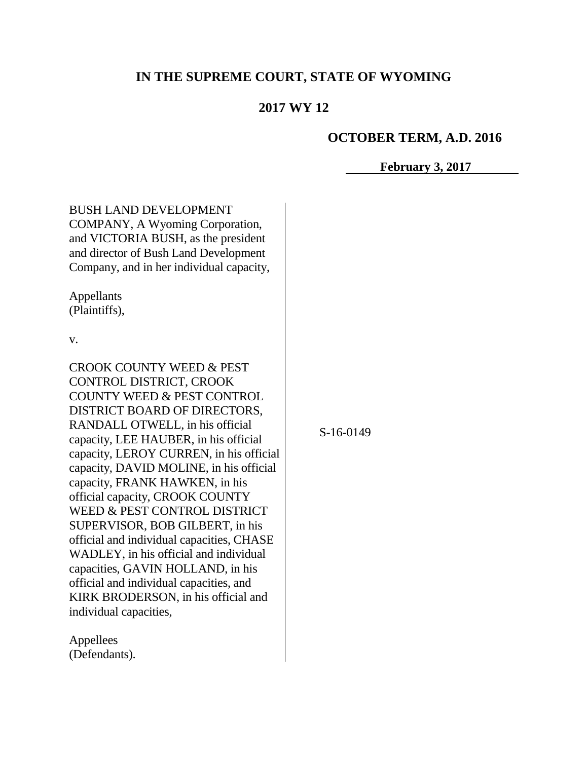# IN THE SUPREME COURT, STATE OF WYOMING

## 2017 WY 12

**OCTOBER TERM, A.D. 2016**

**February 3, 2017**

BUSH LAND DEVELOPMENT COMPANY, A Wyoming Corporation, and VICTORIA BUSH, as the president and director of Bush Land Development Company, and in her individual capacity,

Appellants
(Plaintiffs),

v.

CROOK COUNTY WEED & PEST CONTROL DISTRICT, CROOK COUNTY WEED & PEST CONTROL DISTRICT BOARD OF DIRECTORS, RANDALL OTWELL, in his official capacity, LEE HAUBER, in his official capacity, LEROY CURREN, in his official capacity, DAVID MOLINE, in his official capacity, FRANK HAWKEN, in his official capacity, CROOK COUNTY WEED & PEST CONTROL DISTRICT SUPERVISOR, BOB GILBERT, in his official and individual capacities, CHASE WADLEY, in his official and individual capacities, GAVIN HOLLAND, in his official and individual capacities, and KIRK BRODERSON, in his official and individual capacities,

Appellees
(Defendants).

S-16-0149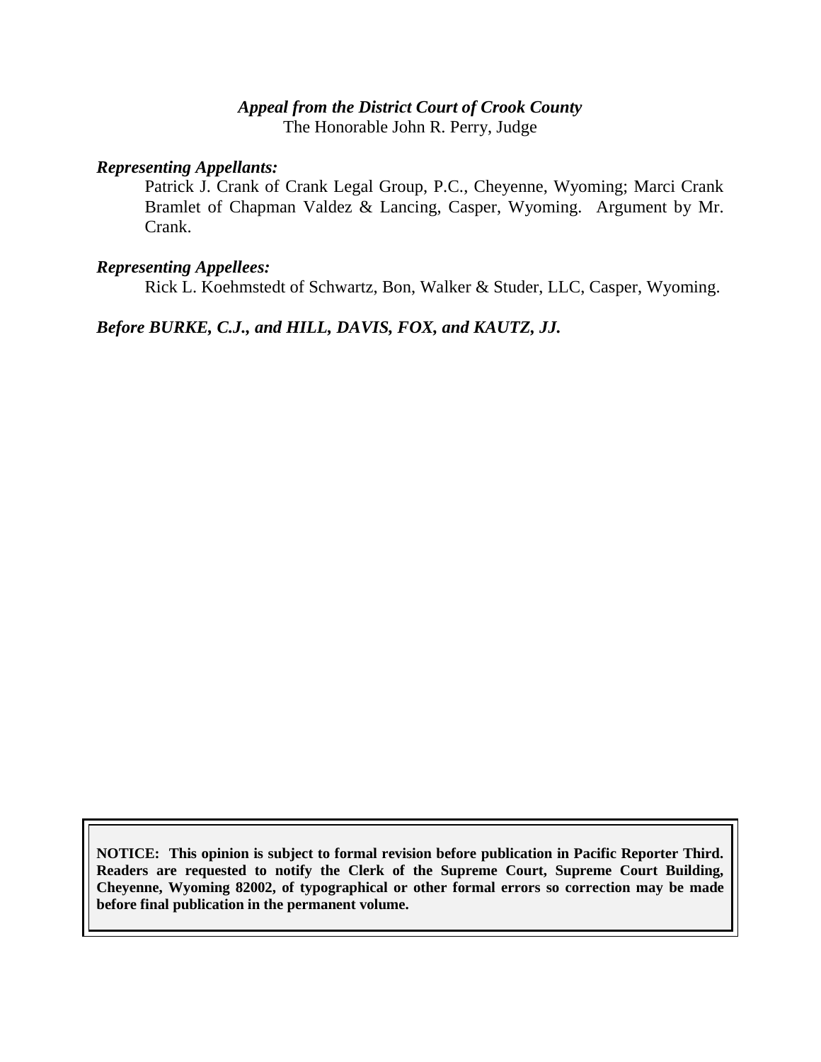***Appeal from the District Court of Crook County***
The Honorable John R. Perry, Judge

***Representing Appellants:***

Patrick J. Crank of Crank Legal Group, P.C., Cheyenne, Wyoming; Marci Crank Bramlet of Chapman Valdez & Lancing, Casper, Wyoming. Argument by Mr. Crank.

***Representing Appellees:***

Rick L. Koehmstedt of Schwartz, Bon, Walker & Studer, LLC, Casper, Wyoming.

***Before BURKE, C.J., and HILL, DAVIS, FOX, and KAUTZ, JJ.***

**NOTICE: This opinion is subject to formal revision before publication in Pacific Reporter Third. Readers are requested to notify the Clerk of the Supreme Court, Supreme Court Building, Cheyenne, Wyoming 82002, of typographical or other formal errors so correction may be made before final publication in the permanent volume.**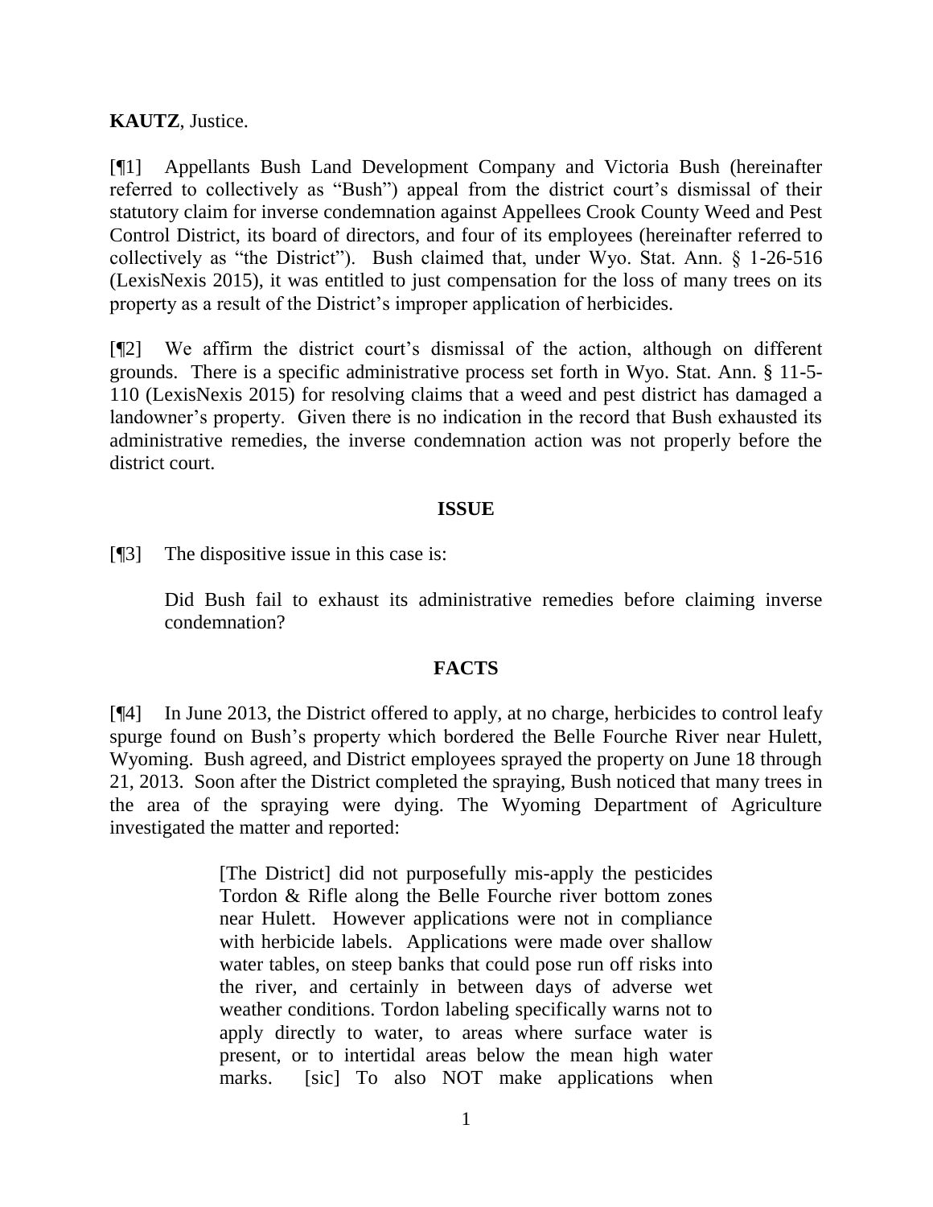**KAUTZ**, Justice.

[¶1] Appellants Bush Land Development Company and Victoria Bush (hereinafter referred to collectively as "Bush") appeal from the district court's dismissal of their statutory claim for inverse condemnation against Appellees Crook County Weed and Pest Control District, its board of directors, and four of its employees (hereinafter referred to collectively as "the District"). Bush claimed that, under Wyo. Stat. Ann. § 1-26-516 (LexisNexis 2015), it was entitled to just compensation for the loss of many trees on its property as a result of the District's improper application of herbicides.

[¶2] We affirm the district court's dismissal of the action, although on different grounds. There is a specific administrative process set forth in Wyo. Stat. Ann. § 11-5-110 (LexisNexis 2015) for resolving claims that a weed and pest district has damaged a landowner's property. Given there is no indication in the record that Bush exhausted its administrative remedies, the inverse condemnation action was not properly before the district court.

## ISSUE

[¶3] The dispositive issue in this case is:

> Did Bush fail to exhaust its administrative remedies before claiming inverse condemnation?

## FACTS

[¶4] In June 2013, the District offered to apply, at no charge, herbicides to control leafy spurge found on Bush's property which bordered the Belle Fourche River near Hulett, Wyoming. Bush agreed, and District employees sprayed the property on June 18 through 21, 2013. Soon after the District completed the spraying, Bush noticed that many trees in the area of the spraying were dying. The Wyoming Department of Agriculture investigated the matter and reported:

> [The District] did not purposefully mis-apply the pesticides Tordon & Rifle along the Belle Fourche river bottom zones near Hulett. However applications were not in compliance with herbicide labels. Applications were made over shallow water tables, on steep banks that could pose run off risks into the river, and certainly in between days of adverse wet weather conditions. Tordon labeling specifically warns not to apply directly to water, to areas where surface water is present, or to intertidal areas below the mean high water marks. [sic] To also NOT make applications when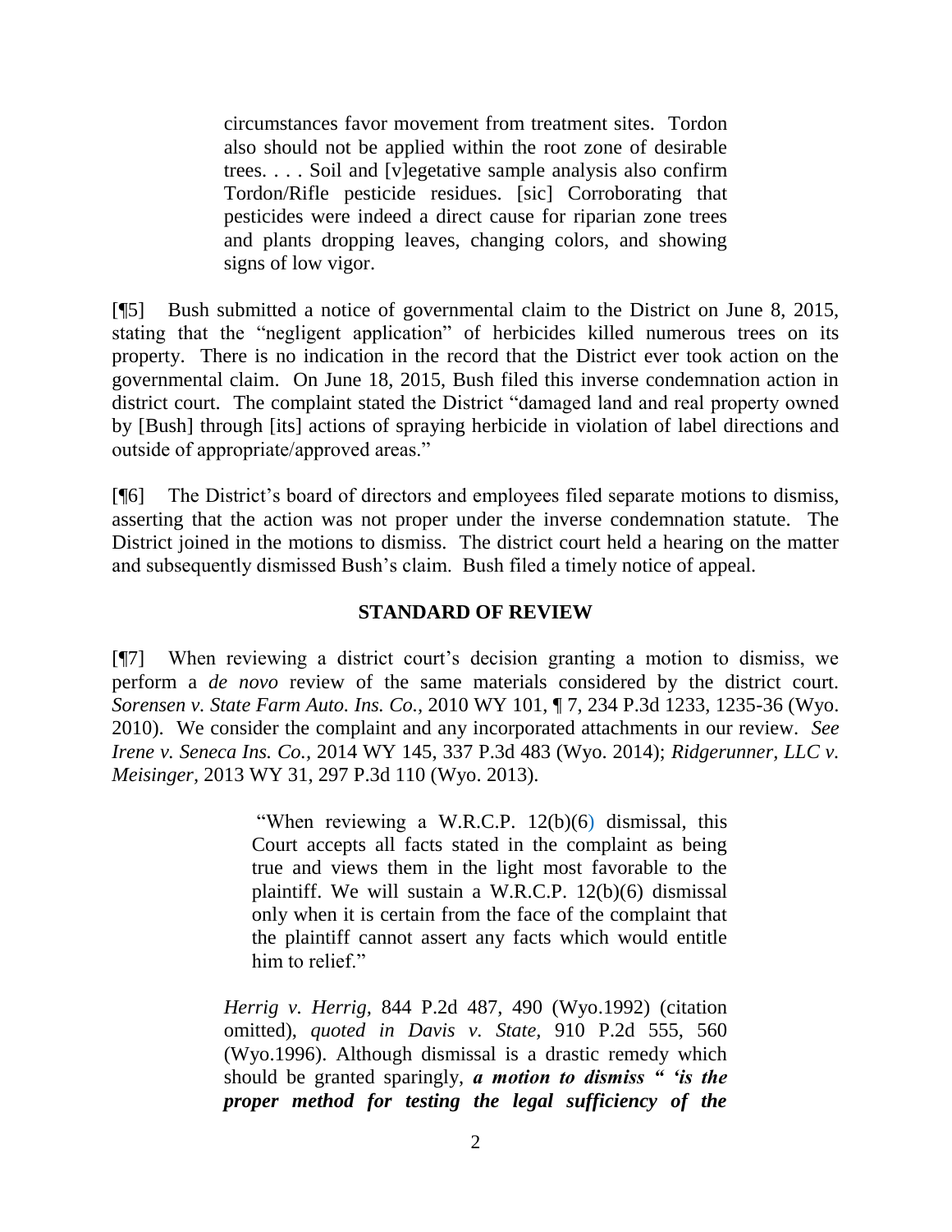> circumstances favor movement from treatment sites. Tordon also should not be applied within the root zone of desirable trees. . . . Soil and [v]egetative sample analysis also confirm Tordon/Rifle pesticide residues. [sic] Corroborating that pesticides were indeed a direct cause for riparian zone trees and plants dropping leaves, changing colors, and showing signs of low vigor.

[¶5] Bush submitted a notice of governmental claim to the District on June 8, 2015, stating that the "negligent application" of herbicides killed numerous trees on its property. There is no indication in the record that the District ever took action on the governmental claim. On June 18, 2015, Bush filed this inverse condemnation action in district court. The complaint stated the District "damaged land and real property owned by [Bush] through [its] actions of spraying herbicide in violation of label directions and outside of appropriate/approved areas."

[¶6] The District's board of directors and employees filed separate motions to dismiss, asserting that the action was not proper under the inverse condemnation statute. The District joined in the motions to dismiss. The district court held a hearing on the matter and subsequently dismissed Bush's claim. Bush filed a timely notice of appeal.

## STANDARD OF REVIEW

[¶7] When reviewing a district court's decision granting a motion to dismiss, we perform a *de novo* review of the same materials considered by the district court. *Sorensen v. State Farm Auto. Ins. Co.*, 2010 WY 101, ¶ 7, 234 P.3d 1233, 1235-36 (Wyo. 2010). We consider the complaint and any incorporated attachments in our review. *See Irene v. Seneca Ins. Co.*, 2014 WY 145, 337 P.3d 483 (Wyo. 2014); *Ridgerunner, LLC v. Meisinger*, 2013 WY 31, 297 P.3d 110 (Wyo. 2013).

> "When reviewing a W.R.C.P. 12(b)(6) dismissal, this Court accepts all facts stated in the complaint as being true and views them in the light most favorable to the plaintiff. We will sustain a W.R.C.P. 12(b)(6) dismissal only when it is certain from the face of the complaint that the plaintiff cannot assert any facts which would entitle him to relief."
>
> *Herrig v. Herrig*, 844 P.2d 487, 490 (Wyo.1992) (citation omitted), *quoted in Davis v. State*, 910 P.2d 555, 560 (Wyo.1996). Although dismissal is a drastic remedy which should be granted sparingly, ***a motion to dismiss " 'is the proper method for testing the legal sufficiency of the***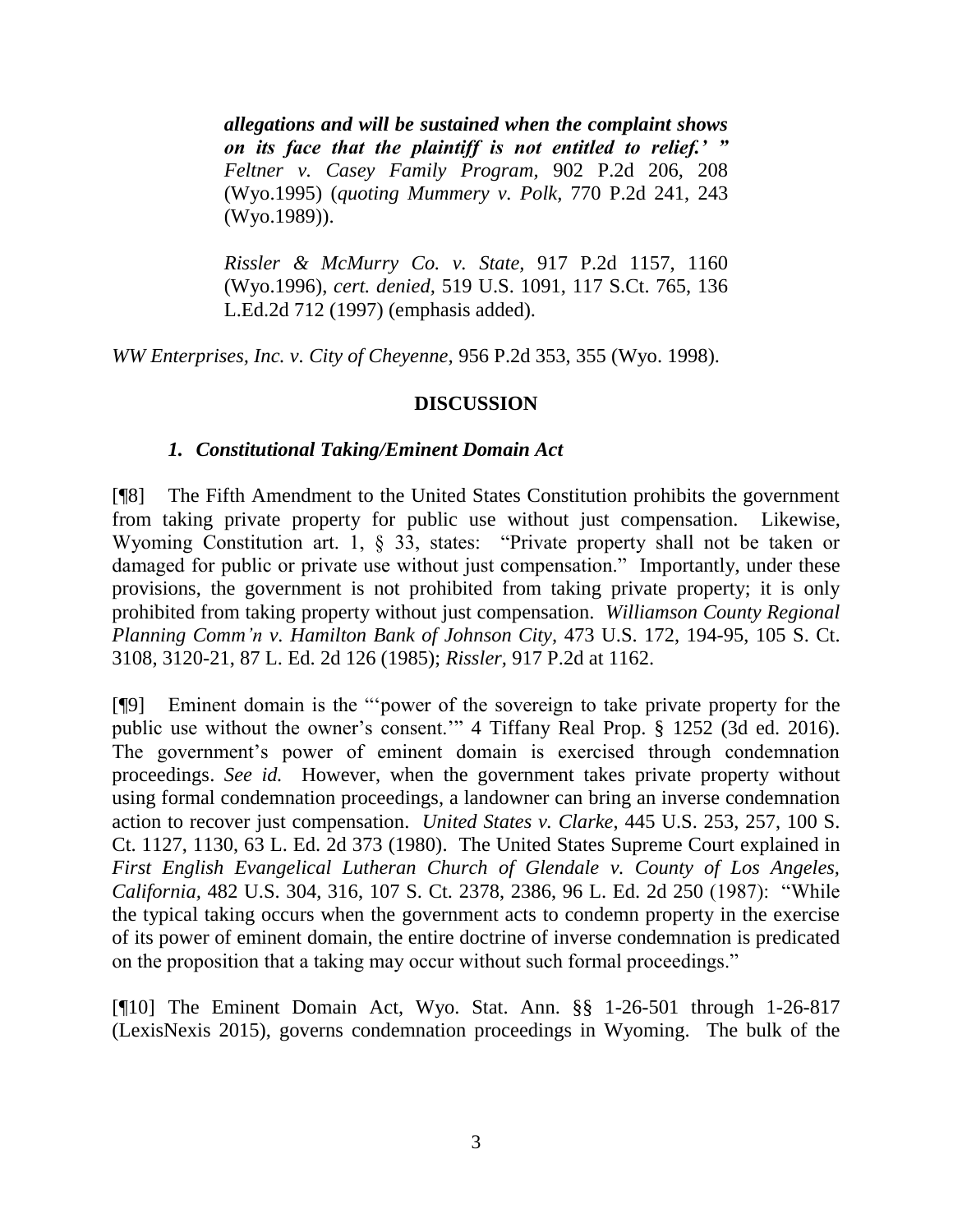> ***allegations and will be sustained when the complaint shows on its face that the plaintiff is not entitled to relief.' "*** *Feltner v. Casey Family Program,* 902 P.2d 206, 208 (Wyo.1995) (*quoting Mummery v. Polk,* 770 P.2d 241, 243 (Wyo.1989)).
>
> *Rissler & McMurry Co. v. State,* 917 P.2d 1157, 1160 (Wyo.1996), *cert. denied,* 519 U.S. 1091, 117 S.Ct. 765, 136 L.Ed.2d 712 (1997) (emphasis added).

*WW Enterprises, Inc. v. City of Cheyenne,* 956 P.2d 353, 355 (Wyo. 1998).

## DISCUSSION

### *1. Constitutional Taking/Eminent Domain Act*

[¶8] The Fifth Amendment to the United States Constitution prohibits the government from taking private property for public use without just compensation. Likewise, Wyoming Constitution art. 1, § 33, states: "Private property shall not be taken or damaged for public or private use without just compensation." Importantly, under these provisions, the government is not prohibited from taking private property; it is only prohibited from taking property without just compensation. *Williamson County Regional Planning Comm'n v. Hamilton Bank of Johnson City,* 473 U.S. 172, 194-95, 105 S. Ct. 3108, 3120-21, 87 L. Ed. 2d 126 (1985); *Rissler,* 917 P.2d at 1162.

[¶9] Eminent domain is the "'power of the sovereign to take private property for the public use without the owner's consent.'" 4 Tiffany Real Prop. § 1252 (3d ed. 2016). The government's power of eminent domain is exercised through condemnation proceedings. *See id.* However, when the government takes private property without using formal condemnation proceedings, a landowner can bring an inverse condemnation action to recover just compensation. *United States v. Clarke,* 445 U.S. 253, 257, 100 S. Ct. 1127, 1130, 63 L. Ed. 2d 373 (1980). The United States Supreme Court explained in *First English Evangelical Lutheran Church of Glendale v. County of Los Angeles, California,* 482 U.S. 304, 316, 107 S. Ct. 2378, 2386, 96 L. Ed. 2d 250 (1987): "While the typical taking occurs when the government acts to condemn property in the exercise of its power of eminent domain, the entire doctrine of inverse condemnation is predicated on the proposition that a taking may occur without such formal proceedings."

[¶10] The Eminent Domain Act, Wyo. Stat. Ann. §§ 1-26-501 through 1-26-817 (LexisNexis 2015), governs condemnation proceedings in Wyoming. The bulk of the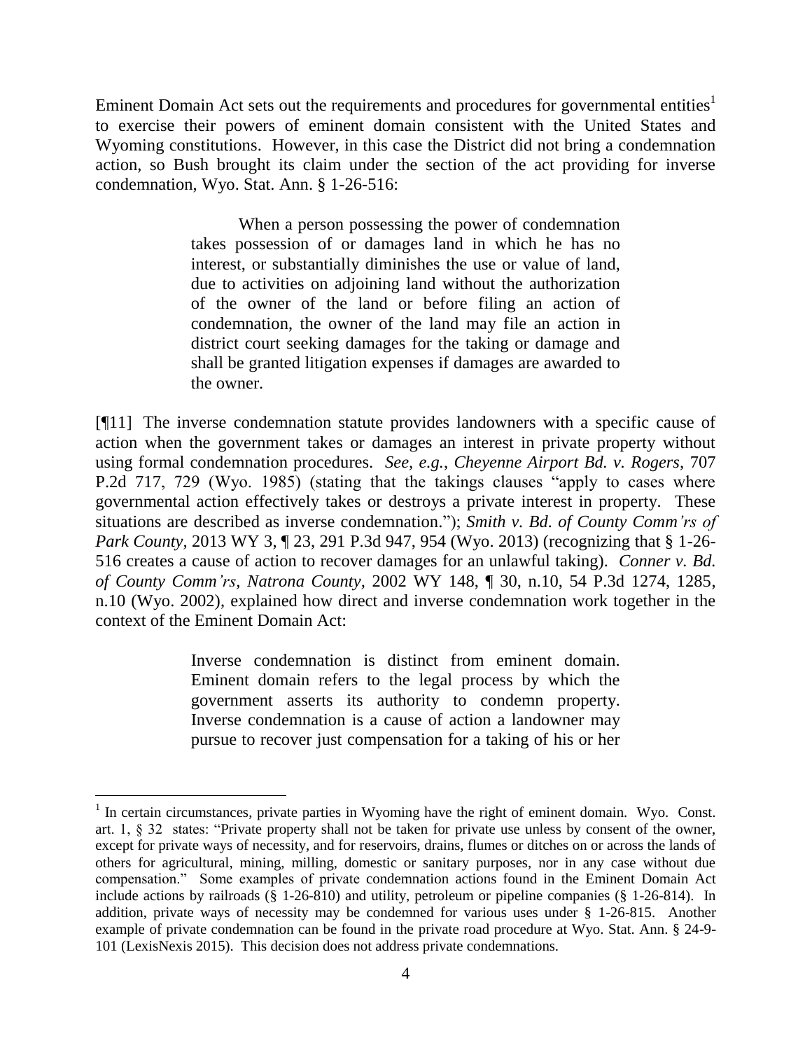Eminent Domain Act sets out the requirements and procedures for governmental entities[1] to exercise their powers of eminent domain consistent with the United States and Wyoming constitutions. However, in this case the District did not bring a condemnation action, so Bush brought its claim under the section of the act providing for inverse condemnation, Wyo. Stat. Ann. § 1-26-516:

> When a person possessing the power of condemnation takes possession of or damages land in which he has no interest, or substantially diminishes the use or value of land, due to activities on adjoining land without the authorization of the owner of the land or before filing an action of condemnation, the owner of the land may file an action in district court seeking damages for the taking or damage and shall be granted litigation expenses if damages are awarded to the owner.

[¶11] The inverse condemnation statute provides landowners with a specific cause of action when the government takes or damages an interest in private property without using formal condemnation procedures. *See, e.g.*, *Cheyenne Airport Bd. v. Rogers*, 707 P.2d 717, 729 (Wyo. 1985) (stating that the takings clauses "apply to cases where governmental action effectively takes or destroys a private interest in property. These situations are described as inverse condemnation."); *Smith v. Bd. of County Comm'rs of Park County*, 2013 WY 3, ¶ 23, 291 P.3d 947, 954 (Wyo. 2013) (recognizing that § 1-26-516 creates a cause of action to recover damages for an unlawful taking). *Conner v. Bd. of County Comm'rs, Natrona County*, 2002 WY 148, ¶ 30, n.10, 54 P.3d 1274, 1285, n.10 (Wyo. 2002), explained how direct and inverse condemnation work together in the context of the Eminent Domain Act:

> Inverse condemnation is distinct from eminent domain. Eminent domain refers to the legal process by which the government asserts its authority to condemn property. Inverse condemnation is a cause of action a landowner may pursue to recover just compensation for a taking of his or her

[1] In certain circumstances, private parties in Wyoming have the right of eminent domain. Wyo. Const. art. 1, § 32 states: "Private property shall not be taken for private use unless by consent of the owner, except for private ways of necessity, and for reservoirs, drains, flumes or ditches on or across the lands of others for agricultural, mining, milling, domestic or sanitary purposes, nor in any case without due compensation." Some examples of private condemnation actions found in the Eminent Domain Act include actions by railroads (§ 1-26-810) and utility, petroleum or pipeline companies (§ 1-26-814). In addition, private ways of necessity may be condemned for various uses under § 1-26-815. Another example of private condemnation can be found in the private road procedure at Wyo. Stat. Ann. § 24-9-101 (LexisNexis 2015). This decision does not address private condemnations.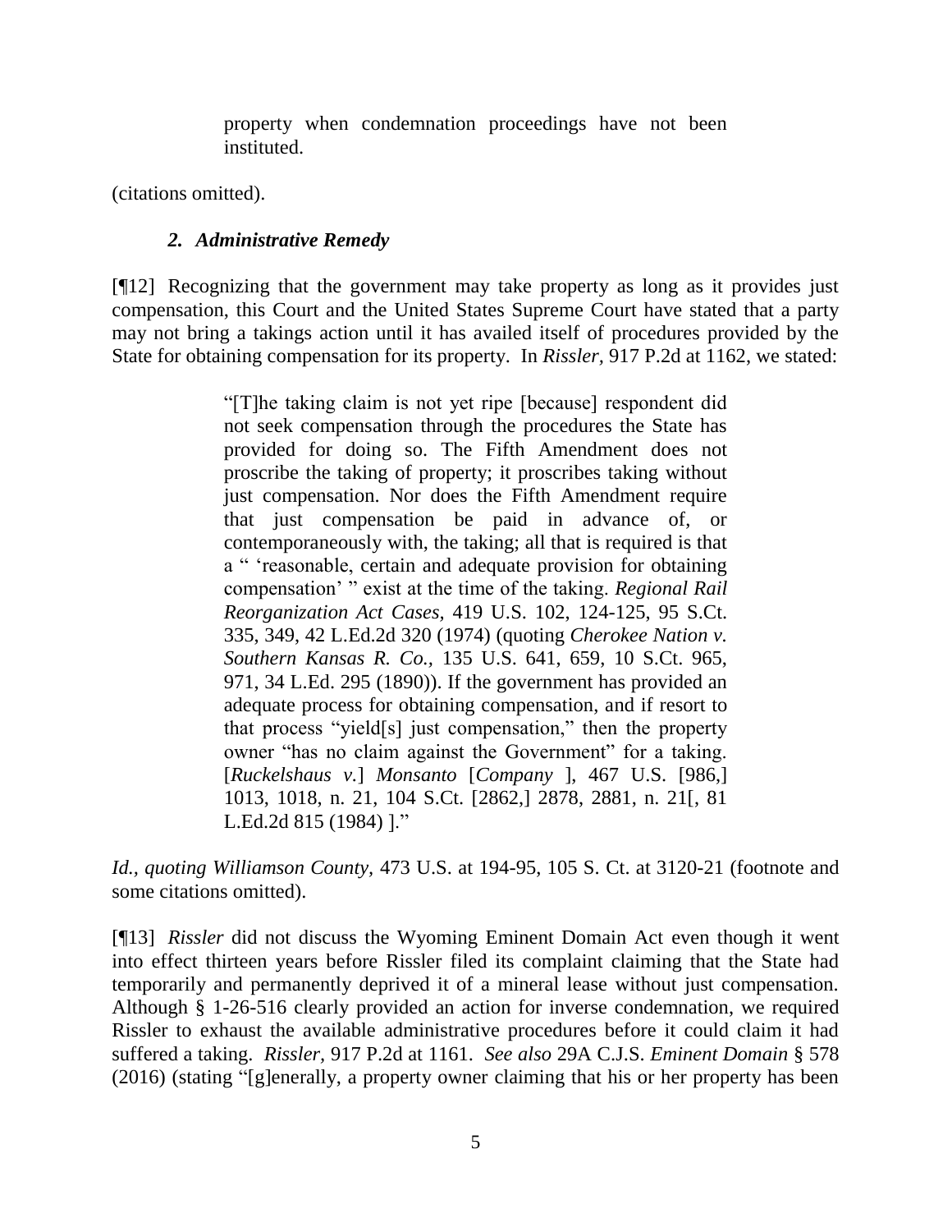> property when condemnation proceedings have not been instituted.

(citations omitted).

### *2. Administrative Remedy*

[¶12] Recognizing that the government may take property as long as it provides just compensation, this Court and the United States Supreme Court have stated that a party may not bring a takings action until it has availed itself of procedures provided by the State for obtaining compensation for its property. In *Rissler*, 917 P.2d at 1162, we stated:

> "[T]he taking claim is not yet ripe [because] respondent did not seek compensation through the procedures the State has provided for doing so. The Fifth Amendment does not proscribe the taking of property; it proscribes taking without just compensation. Nor does the Fifth Amendment require that just compensation be paid in advance of, or contemporaneously with, the taking; all that is required is that a " 'reasonable, certain and adequate provision for obtaining compensation' " exist at the time of the taking. *Regional Rail Reorganization Act Cases*, 419 U.S. 102, 124-125, 95 S.Ct. 335, 349, 42 L.Ed.2d 320 (1974) (quoting *Cherokee Nation v. Southern Kansas R. Co.*, 135 U.S. 641, 659, 10 S.Ct. 965, 971, 34 L.Ed. 295 (1890)). If the government has provided an adequate process for obtaining compensation, and if resort to that process "yield[s] just compensation," then the property owner "has no claim against the Government" for a taking. [*Ruckelshaus v.*] *Monsanto* [*Company* ], 467 U.S. [986,] 1013, 1018, n. 21, 104 S.Ct. [2862,] 2878, 2881, n. 21[, 81 L.Ed.2d 815 (1984) ]."

*Id., quoting Williamson County*, 473 U.S. at 194-95, 105 S. Ct. at 3120-21 (footnote and some citations omitted).

[¶13] *Rissler* did not discuss the Wyoming Eminent Domain Act even though it went into effect thirteen years before Rissler filed its complaint claiming that the State had temporarily and permanently deprived it of a mineral lease without just compensation. Although § 1-26-516 clearly provided an action for inverse condemnation, we required Rissler to exhaust the available administrative procedures before it could claim it had suffered a taking. *Rissler*, 917 P.2d at 1161. *See also* 29A C.J.S. *Eminent Domain* § 578 (2016) (stating "[g]enerally, a property owner claiming that his or her property has been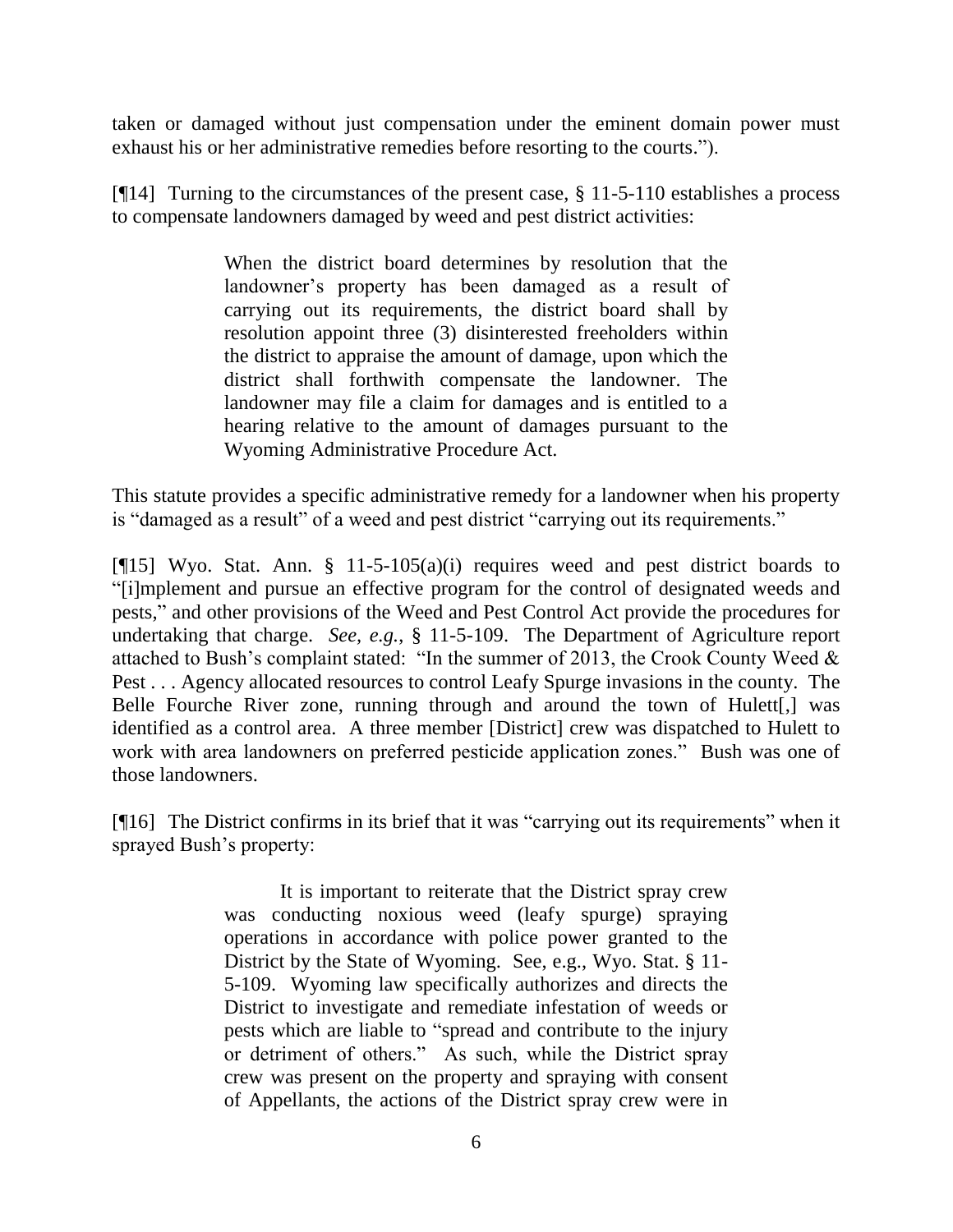taken or damaged without just compensation under the eminent domain power must exhaust his or her administrative remedies before resorting to the courts.").

[¶14] Turning to the circumstances of the present case, § 11-5-110 establishes a process to compensate landowners damaged by weed and pest district activities:

> When the district board determines by resolution that the landowner's property has been damaged as a result of carrying out its requirements, the district board shall by resolution appoint three (3) disinterested freeholders within the district to appraise the amount of damage, upon which the district shall forthwith compensate the landowner. The landowner may file a claim for damages and is entitled to a hearing relative to the amount of damages pursuant to the Wyoming Administrative Procedure Act.

This statute provides a specific administrative remedy for a landowner when his property is "damaged as a result" of a weed and pest district "carrying out its requirements."

[¶15] Wyo. Stat. Ann. § 11-5-105(a)(i) requires weed and pest district boards to "[i]mplement and pursue an effective program for the control of designated weeds and pests," and other provisions of the Weed and Pest Control Act provide the procedures for undertaking that charge. *See, e.g.*, § 11-5-109. The Department of Agriculture report attached to Bush's complaint stated: "In the summer of 2013, the Crook County Weed & Pest . . . Agency allocated resources to control Leafy Spurge invasions in the county. The Belle Fourche River zone, running through and around the town of Hulett[,] was identified as a control area. A three member [District] crew was dispatched to Hulett to work with area landowners on preferred pesticide application zones." Bush was one of those landowners.

[¶16] The District confirms in its brief that it was "carrying out its requirements" when it sprayed Bush's property:

> It is important to reiterate that the District spray crew was conducting noxious weed (leafy spurge) spraying operations in accordance with police power granted to the District by the State of Wyoming. See, e.g., Wyo. Stat. § 11-5-109. Wyoming law specifically authorizes and directs the District to investigate and remediate infestation of weeds or pests which are liable to "spread and contribute to the injury or detriment of others." As such, while the District spray crew was present on the property and spraying with consent of Appellants, the actions of the District spray crew were in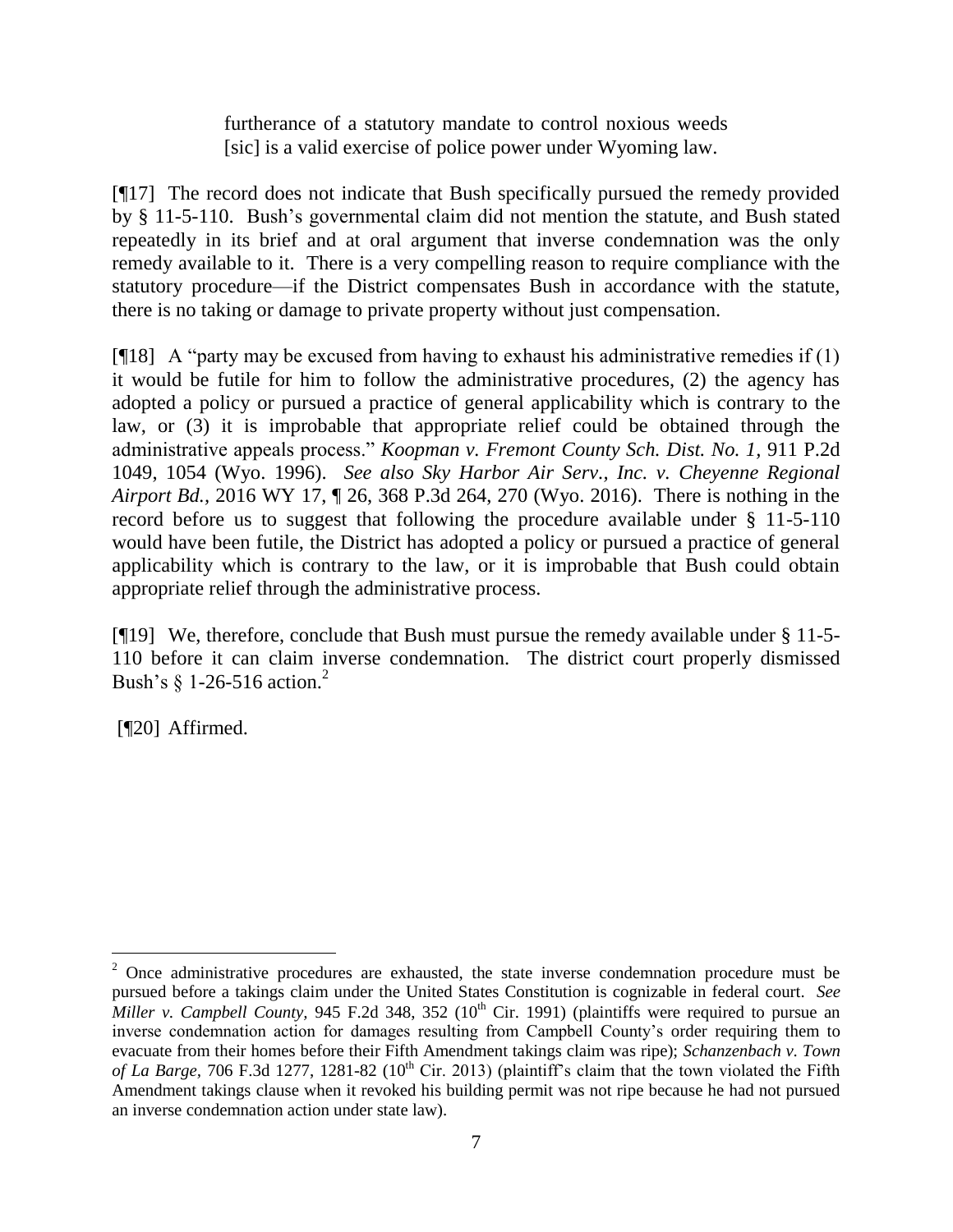furtherance of a statutory mandate to control noxious weeds [sic] is a valid exercise of police power under Wyoming law.

[¶17] The record does not indicate that Bush specifically pursued the remedy provided by § 11-5-110. Bush's governmental claim did not mention the statute, and Bush stated repeatedly in its brief and at oral argument that inverse condemnation was the only remedy available to it. There is a very compelling reason to require compliance with the statutory procedure—if the District compensates Bush in accordance with the statute, there is no taking or damage to private property without just compensation.

[¶18] A "party may be excused from having to exhaust his administrative remedies if (1) it would be futile for him to follow the administrative procedures, (2) the agency has adopted a policy or pursued a practice of general applicability which is contrary to the law, or (3) it is improbable that appropriate relief could be obtained through the administrative appeals process." *Koopman v. Fremont County Sch. Dist. No. 1*, 911 P.2d 1049, 1054 (Wyo. 1996). *See also Sky Harbor Air Serv., Inc. v. Cheyenne Regional Airport Bd.*, 2016 WY 17, ¶ 26, 368 P.3d 264, 270 (Wyo. 2016). There is nothing in the record before us to suggest that following the procedure available under § 11-5-110 would have been futile, the District has adopted a policy or pursued a practice of general applicability which is contrary to the law, or it is improbable that Bush could obtain appropriate relief through the administrative process.

[¶19] We, therefore, conclude that Bush must pursue the remedy available under § 11-5-110 before it can claim inverse condemnation. The district court properly dismissed Bush's § 1-26-516 action.[2]

[¶20] Affirmed.

---

[2] Once administrative procedures are exhausted, the state inverse condemnation procedure must be pursued before a takings claim under the United States Constitution is cognizable in federal court. *See Miller v. Campbell County*, 945 F.2d 348, 352 (10th Cir. 1991) (plaintiffs were required to pursue an inverse condemnation action for damages resulting from Campbell County's order requiring them to evacuate from their homes before their Fifth Amendment takings claim was ripe); *Schanzenbach v. Town of La Barge*, 706 F.3d 1277, 1281-82 (10th Cir. 2013) (plaintiff's claim that the town violated the Fifth Amendment takings clause when it revoked his building permit was not ripe because he had not pursued an inverse condemnation action under state law).